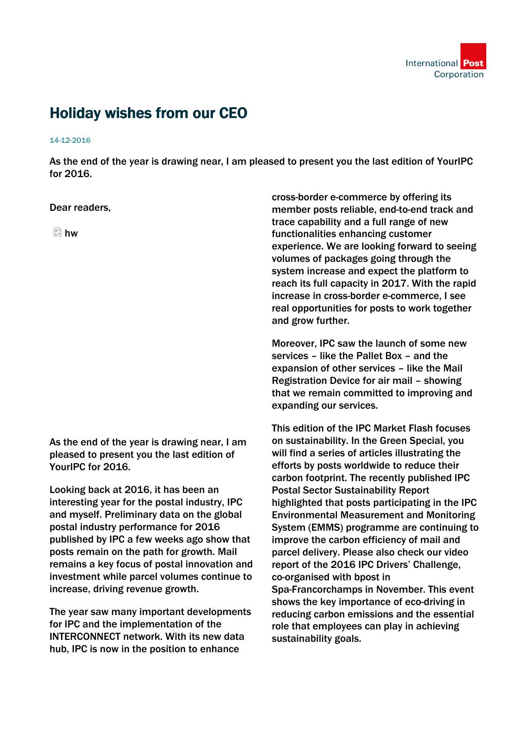# Holiday wishes from our CEO

14-12-2016

As the end of the year is drawing near, I am pleased to present you the last edition of YourIPC for 2016.

Dear readers,

hw

As the end of the year is drawing near, I am pleased to present you the last edition of YourIPC for 2016.

Looking back at 2016, it has been an interesting year for the postal industry, IPC and myself. Preliminary data on the global postal industry performance for 2016 published by IPC a few weeks ago show that posts remain on the path for growth. Mail remains a key focus of postal innovation and investment while parcel volumes continue to increase, driving revenue growth.

The year saw many important developments for IPC and the implementation of the INTERCONNECT network. With its new data hub, IPC is now in the position to enhance cross-border e-commerce by offering its member posts reliable, end-to-end track and trace capability and a full range of new functionalities enhancing customer experience. We are looking forward to seeing volumes of packages going through the system increase and expect the platform to reach its full capacity in 2017. With the rapid increase in cross-border e-commerce, I see real opportunities for posts to work together and grow further.

Moreover, IPC saw the launch of some new services – like the Pallet Box – and the expansion of other services – like the Mail Registration Device for air mail – showing that we remain committed to improving and expanding our services.

This edition of the IPC Market Flash focuses on sustainability. In the Green Special, you will find a series of articles illustrating the efforts by posts worldwide to reduce their carbon footprint. The recently published IPC Postal Sector Sustainability Report highlighted that posts participating in the IPC Environmental Measurement and Monitoring System (EMMS) programme are continuing to improve the carbon efficiency of mail and parcel delivery. Please also check our video report of the 2016 IPC Drivers' Challenge, co-organised with bpost in Spa-Francorchamps in November. This event shows the key importance of eco-driving in reducing carbon emissions and the essential role that employees can play in achieving sustainability goals.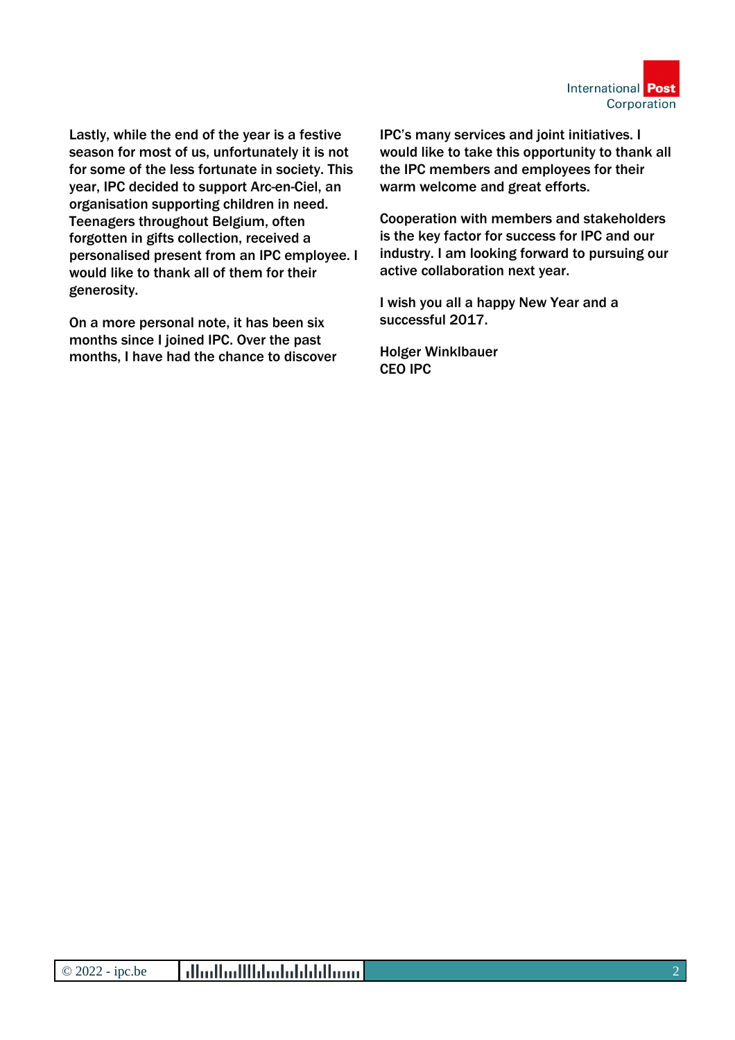Lastly, while the end of the year is a festive season for most of us, unfortunately it is not for some of the less fortunate in society. This year, IPC decided to support Arc-en-Ciel, an organisation supporting children in need. Teenagers throughout Belgium, often forgotten in gifts collection, received a personalised present from an IPC employee. I would like to thank all of them for their generosity.

On a more personal note, it has been six months since I joined IPC. Over the past months, I have had the chance to discover IPC's many services and joint initiatives. I would like to take this opportunity to thank all the IPC members and employees for their warm welcome and great efforts.

Cooperation with members and stakeholders is the key factor for success for IPC and our industry. I am looking forward to pursuing our active collaboration next year.

I wish you all a happy New Year and a successful 2017.

Holger Winklbauer
CEO IPC